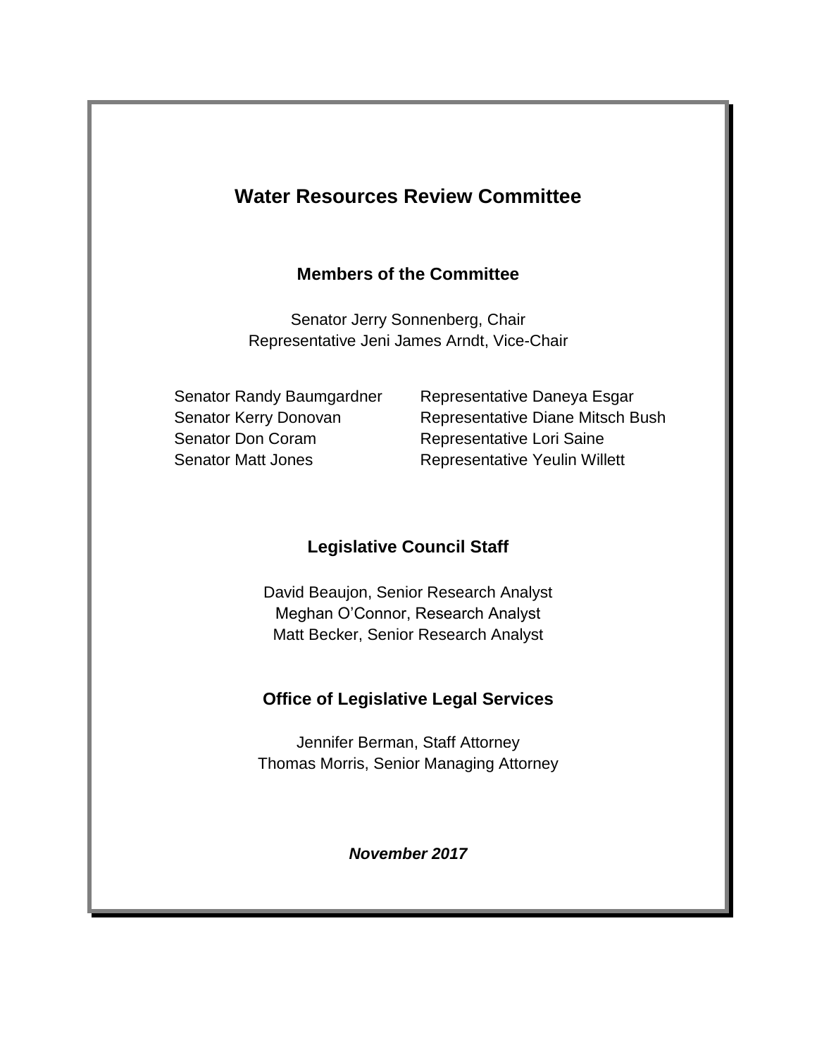# Water Resources Review Committee

## Members of the Committee

Senator Jerry Sonnenberg, Chair
Representative Jeni James Arndt, Vice-Chair

Senator Randy Baumgardner
Senator Kerry Donovan
Senator Don Coram
Senator Matt Jones

Representative Daneya Esgar
Representative Diane Mitsch Bush
Representative Lori Saine
Representative Yeulin Willett

## Legislative Council Staff

David Beaujon, Senior Research Analyst
Meghan O'Connor, Research Analyst
Matt Becker, Senior Research Analyst

## Office of Legislative Legal Services

Jennifer Berman, Staff Attorney
Thomas Morris, Senior Managing Attorney

***November 2017***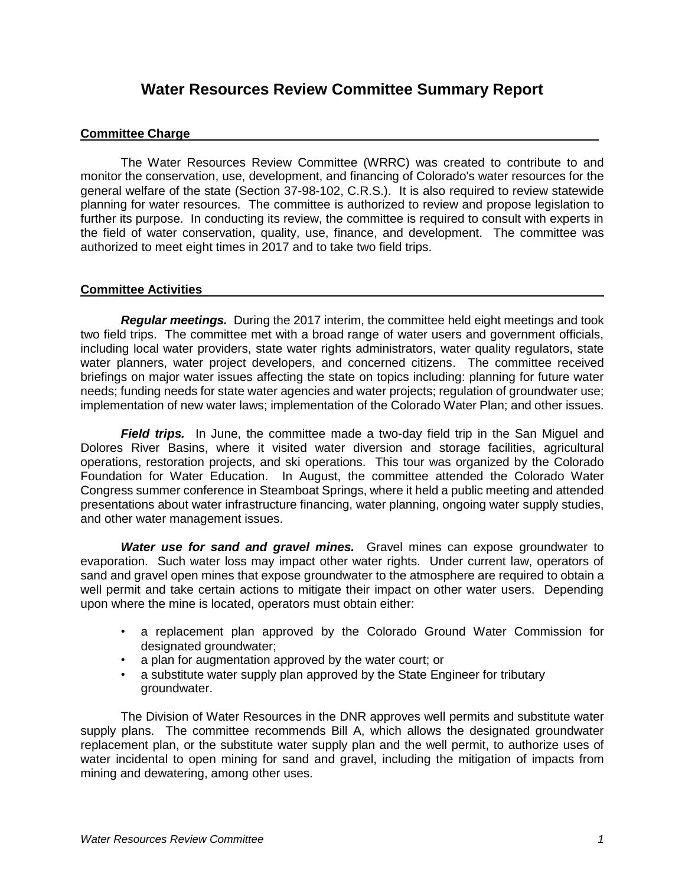# Water Resources Review Committee Summary Report

## Committee Charge

The Water Resources Review Committee (WRRC) was created to contribute to and monitor the conservation, use, development, and financing of Colorado's water resources for the general welfare of the state (Section 37-98-102, C.R.S.). It is also required to review statewide planning for water resources. The committee is authorized to review and propose legislation to further its purpose. In conducting its review, the committee is required to consult with experts in the field of water conservation, quality, use, finance, and development. The committee was authorized to meet eight times in 2017 and to take two field trips.

## Committee Activities

***Regular meetings.*** During the 2017 interim, the committee held eight meetings and took two field trips. The committee met with a broad range of water users and government officials, including local water providers, state water rights administrators, water quality regulators, state water planners, water project developers, and concerned citizens. The committee received briefings on major water issues affecting the state on topics including: planning for future water needs; funding needs for state water agencies and water projects; regulation of groundwater use; implementation of new water laws; implementation of the Colorado Water Plan; and other issues.

***Field trips.*** In June, the committee made a two-day field trip in the San Miguel and Dolores River Basins, where it visited water diversion and storage facilities, agricultural operations, restoration projects, and ski operations. This tour was organized by the Colorado Foundation for Water Education. In August, the committee attended the Colorado Water Congress summer conference in Steamboat Springs, where it held a public meeting and attended presentations about water infrastructure financing, water planning, ongoing water supply studies, and other water management issues.

***Water use for sand and gravel mines.*** Gravel mines can expose groundwater to evaporation. Such water loss may impact other water rights. Under current law, operators of sand and gravel open mines that expose groundwater to the atmosphere are required to obtain a well permit and take certain actions to mitigate their impact on other water users. Depending upon where the mine is located, operators must obtain either:

- a replacement plan approved by the Colorado Ground Water Commission for designated groundwater;
- a plan for augmentation approved by the water court; or
- a substitute water supply plan approved by the State Engineer for tributary groundwater.

The Division of Water Resources in the DNR approves well permits and substitute water supply plans. The committee recommends Bill A, which allows the designated groundwater replacement plan, or the substitute water supply plan and the well permit, to authorize uses of water incidental to open mining for sand and gravel, including the mitigation of impacts from mining and dewatering, among other uses.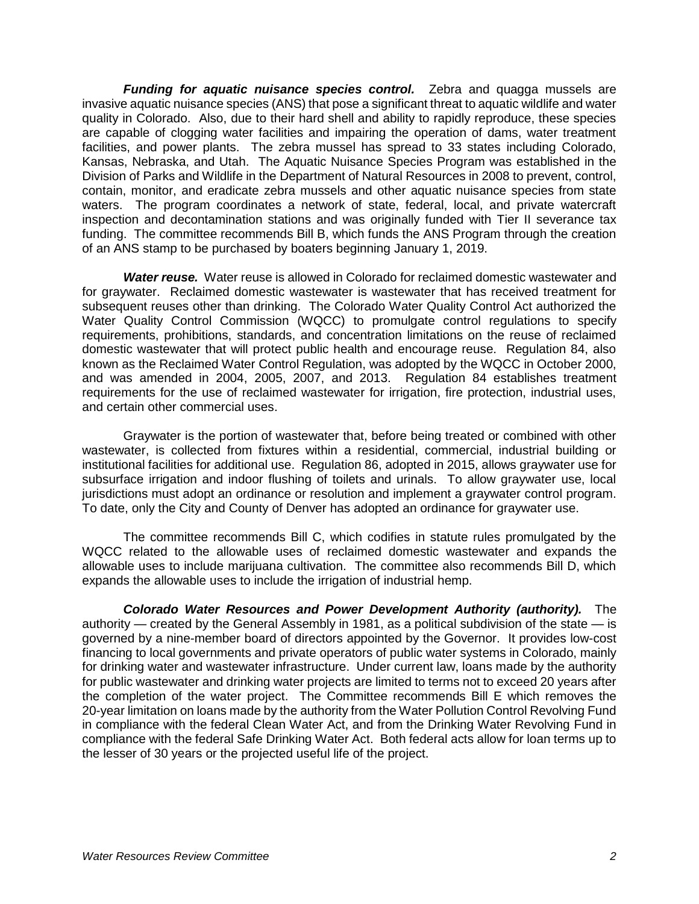***Funding for aquatic nuisance species control.*** Zebra and quagga mussels are invasive aquatic nuisance species (ANS) that pose a significant threat to aquatic wildlife and water quality in Colorado. Also, due to their hard shell and ability to rapidly reproduce, these species are capable of clogging water facilities and impairing the operation of dams, water treatment facilities, and power plants. The zebra mussel has spread to 33 states including Colorado, Kansas, Nebraska, and Utah. The Aquatic Nuisance Species Program was established in the Division of Parks and Wildlife in the Department of Natural Resources in 2008 to prevent, control, contain, monitor, and eradicate zebra mussels and other aquatic nuisance species from state waters. The program coordinates a network of state, federal, local, and private watercraft inspection and decontamination stations and was originally funded with Tier II severance tax funding. The committee recommends Bill B, which funds the ANS Program through the creation of an ANS stamp to be purchased by boaters beginning January 1, 2019.

***Water reuse.*** Water reuse is allowed in Colorado for reclaimed domestic wastewater and for graywater. Reclaimed domestic wastewater is wastewater that has received treatment for subsequent reuses other than drinking. The Colorado Water Quality Control Act authorized the Water Quality Control Commission (WQCC) to promulgate control regulations to specify requirements, prohibitions, standards, and concentration limitations on the reuse of reclaimed domestic wastewater that will protect public health and encourage reuse. Regulation 84, also known as the Reclaimed Water Control Regulation, was adopted by the WQCC in October 2000, and was amended in 2004, 2005, 2007, and 2013. Regulation 84 establishes treatment requirements for the use of reclaimed wastewater for irrigation, fire protection, industrial uses, and certain other commercial uses.

Graywater is the portion of wastewater that, before being treated or combined with other wastewater, is collected from fixtures within a residential, commercial, industrial building or institutional facilities for additional use. Regulation 86, adopted in 2015, allows graywater use for subsurface irrigation and indoor flushing of toilets and urinals. To allow graywater use, local jurisdictions must adopt an ordinance or resolution and implement a graywater control program. To date, only the City and County of Denver has adopted an ordinance for graywater use.

The committee recommends Bill C, which codifies in statute rules promulgated by the WQCC related to the allowable uses of reclaimed domestic wastewater and expands the allowable uses to include marijuana cultivation. The committee also recommends Bill D, which expands the allowable uses to include the irrigation of industrial hemp.

***Colorado Water Resources and Power Development Authority (authority).*** The authority — created by the General Assembly in 1981, as a political subdivision of the state — is governed by a nine-member board of directors appointed by the Governor. It provides low-cost financing to local governments and private operators of public water systems in Colorado, mainly for drinking water and wastewater infrastructure. Under current law, loans made by the authority for public wastewater and drinking water projects are limited to terms not to exceed 20 years after the completion of the water project. The Committee recommends Bill E which removes the 20-year limitation on loans made by the authority from the Water Pollution Control Revolving Fund in compliance with the federal Clean Water Act, and from the Drinking Water Revolving Fund in compliance with the federal Safe Drinking Water Act. Both federal acts allow for loan terms up to the lesser of 30 years or the projected useful life of the project.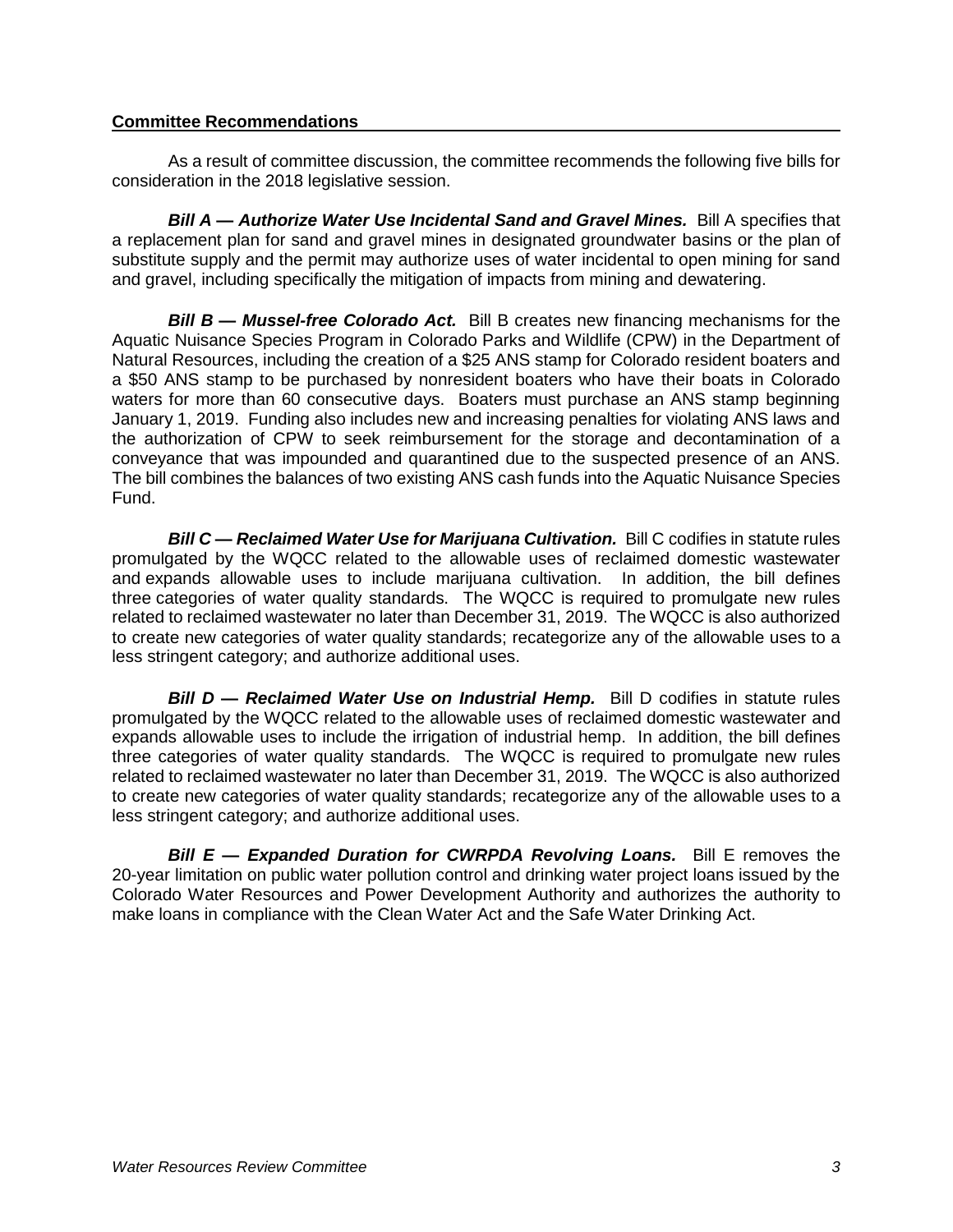## Committee Recommendations

As a result of committee discussion, the committee recommends the following five bills for consideration in the 2018 legislative session.

***Bill A — Authorize Water Use Incidental Sand and Gravel Mines.*** Bill A specifies that a replacement plan for sand and gravel mines in designated groundwater basins or the plan of substitute supply and the permit may authorize uses of water incidental to open mining for sand and gravel, including specifically the mitigation of impacts from mining and dewatering.

***Bill B — Mussel-free Colorado Act.*** Bill B creates new financing mechanisms for the Aquatic Nuisance Species Program in Colorado Parks and Wildlife (CPW) in the Department of Natural Resources, including the creation of a $25 ANS stamp for Colorado resident boaters and a $50 ANS stamp to be purchased by nonresident boaters who have their boats in Colorado waters for more than 60 consecutive days. Boaters must purchase an ANS stamp beginning January 1, 2019. Funding also includes new and increasing penalties for violating ANS laws and the authorization of CPW to seek reimbursement for the storage and decontamination of a conveyance that was impounded and quarantined due to the suspected presence of an ANS. The bill combines the balances of two existing ANS cash funds into the Aquatic Nuisance Species Fund.

***Bill C — Reclaimed Water Use for Marijuana Cultivation.*** Bill C codifies in statute rules promulgated by the WQCC related to the allowable uses of reclaimed domestic wastewater and expands allowable uses to include marijuana cultivation. In addition, the bill defines three categories of water quality standards. The WQCC is required to promulgate new rules related to reclaimed wastewater no later than December 31, 2019. The WQCC is also authorized to create new categories of water quality standards; recategorize any of the allowable uses to a less stringent category; and authorize additional uses.

***Bill D — Reclaimed Water Use on Industrial Hemp.*** Bill D codifies in statute rules promulgated by the WQCC related to the allowable uses of reclaimed domestic wastewater and expands allowable uses to include the irrigation of industrial hemp. In addition, the bill defines three categories of water quality standards. The WQCC is required to promulgate new rules related to reclaimed wastewater no later than December 31, 2019. The WQCC is also authorized to create new categories of water quality standards; recategorize any of the allowable uses to a less stringent category; and authorize additional uses.

***Bill E — Expanded Duration for CWRPDA Revolving Loans.*** Bill E removes the 20-year limitation on public water pollution control and drinking water project loans issued by the Colorado Water Resources and Power Development Authority and authorizes the authority to make loans in compliance with the Clean Water Act and the Safe Water Drinking Act.